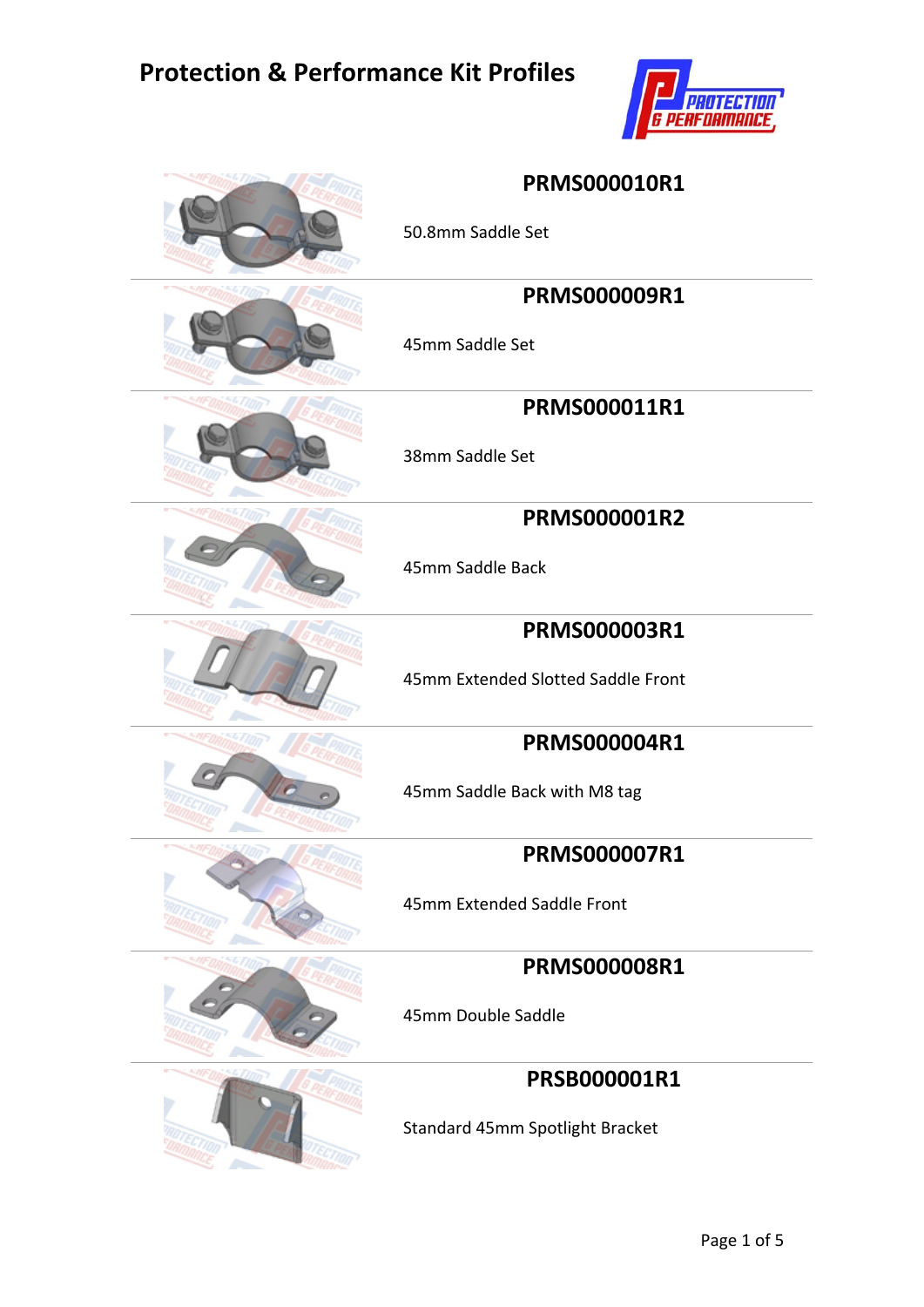# Protection & Performance Kit Profiles

## PRMS000010R1

50.8mm Saddle Set

## PRMS000009R1

45mm Saddle Set

## PRMS000011R1

38mm Saddle Set

## PRMS000001R2

45mm Saddle Back

## PRMS000003R1

45mm Extended Slotted Saddle Front

## PRMS000004R1

45mm Saddle Back with M8 tag

## PRMS000007R1

45mm Extended Saddle Front

## PRMS000008R1

45mm Double Saddle

## PRSB000001R1

Standard 45mm Spotlight Bracket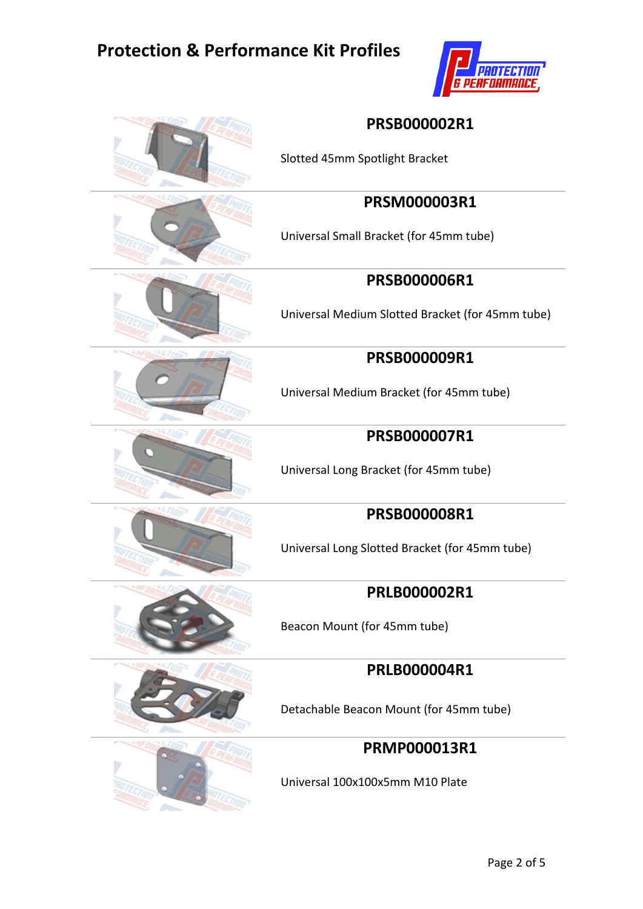# Protection & Performance Kit Profiles

## PRSB000002R1

Slotted 45mm Spotlight Bracket

## PRSM000003R1

Universal Small Bracket (for 45mm tube)

## PRSB000006R1

Universal Medium Slotted Bracket (for 45mm tube)

## PRSB000009R1

Universal Medium Bracket (for 45mm tube)

## PRSB000007R1

Universal Long Bracket (for 45mm tube)

## PRSB000008R1

Universal Long Slotted Bracket (for 45mm tube)

## PRLB000002R1

Beacon Mount (for 45mm tube)

## PRLB000004R1

Detachable Beacon Mount (for 45mm tube)

## PRMP000013R1

Universal 100x100x5mm M10 Plate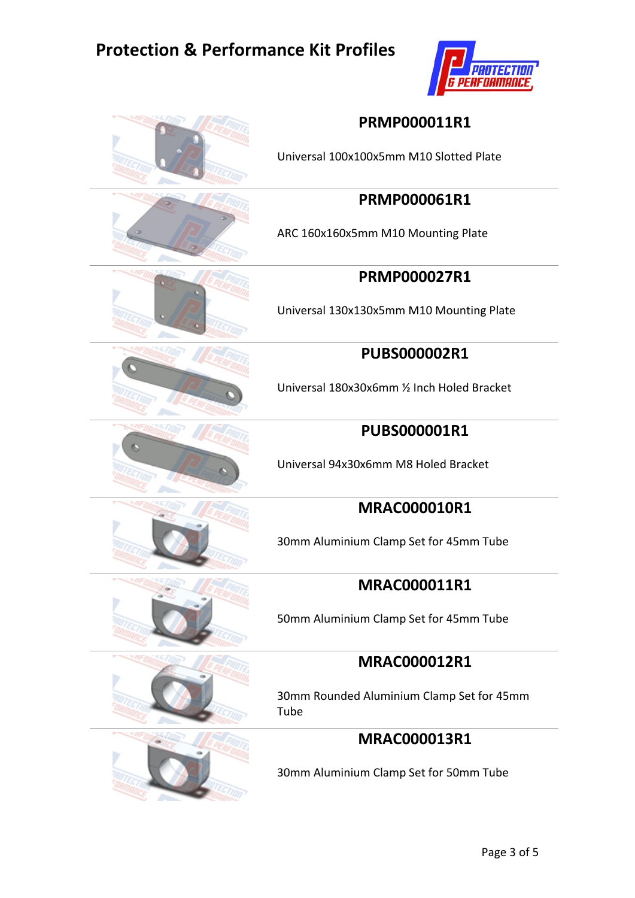# Protection & Performance Kit Profiles

## PRMP000011R1

Universal 100x100x5mm M10 Slotted Plate

## PRMP000061R1

ARC 160x160x5mm M10 Mounting Plate

## PRMP000027R1

Universal 130x130x5mm M10 Mounting Plate

## PUBS000002R1

Universal 180x30x6mm ½ Inch Holed Bracket

## PUBS000001R1

Universal 94x30x6mm M8 Holed Bracket

## MRAC000010R1

30mm Aluminium Clamp Set for 45mm Tube

## MRAC000011R1

50mm Aluminium Clamp Set for 45mm Tube

## MRAC000012R1

30mm Rounded Aluminium Clamp Set for 45mm Tube

## MRAC000013R1

30mm Aluminium Clamp Set for 50mm Tube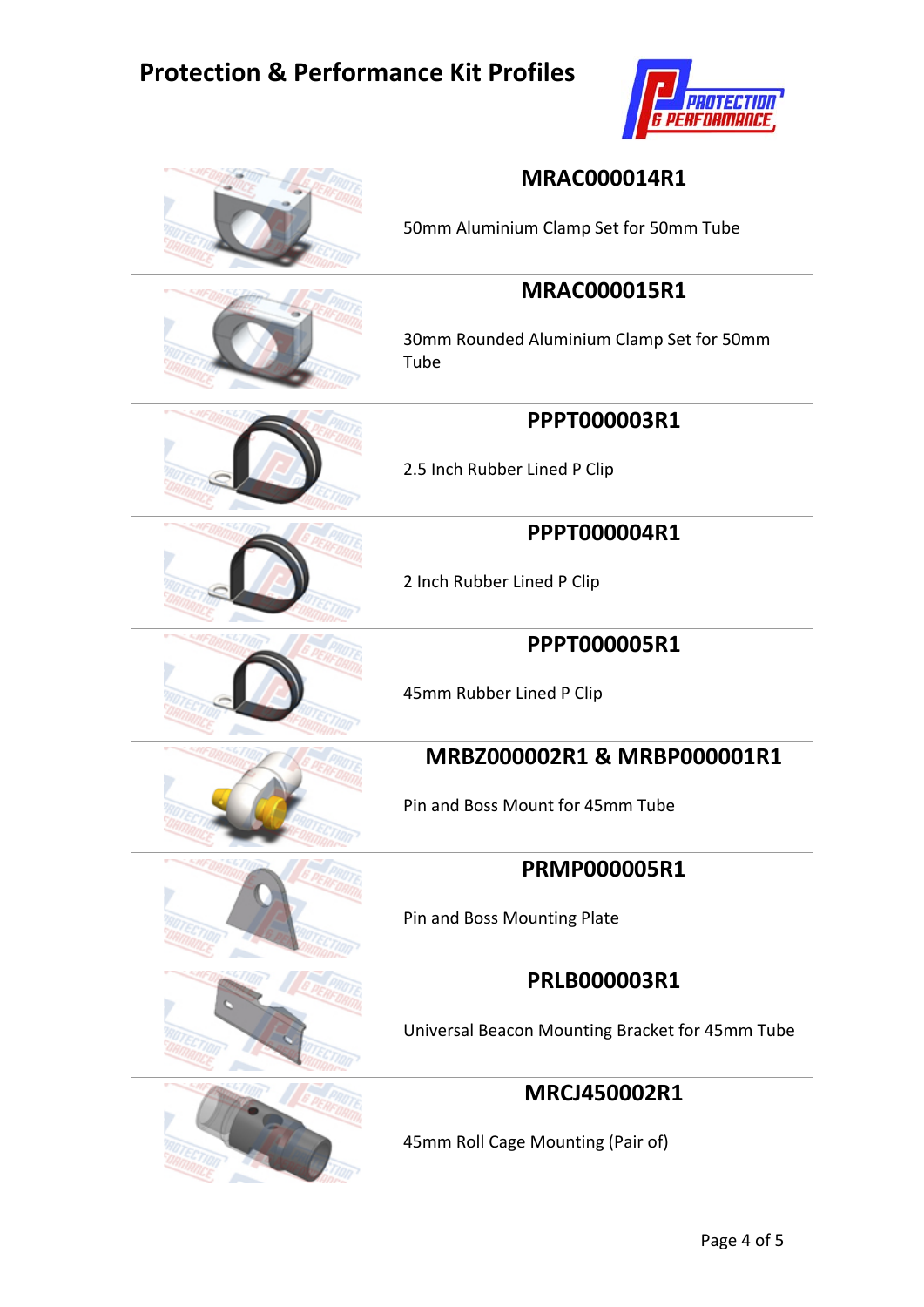# Protection & Performance Kit Profiles

## MRAC000014R1

50mm Aluminium Clamp Set for 50mm Tube

## MRAC000015R1

30mm Rounded Aluminium Clamp Set for 50mm Tube

## PPPT000003R1

2.5 Inch Rubber Lined P Clip

## PPPT000004R1

2 Inch Rubber Lined P Clip

## PPPT000005R1

45mm Rubber Lined P Clip

## MRBZ000002R1 & MRBP000001R1

Pin and Boss Mount for 45mm Tube

## PRMP000005R1

Pin and Boss Mounting Plate

## PRLB000003R1

Universal Beacon Mounting Bracket for 45mm Tube

## MRCJ450002R1

45mm Roll Cage Mounting (Pair of)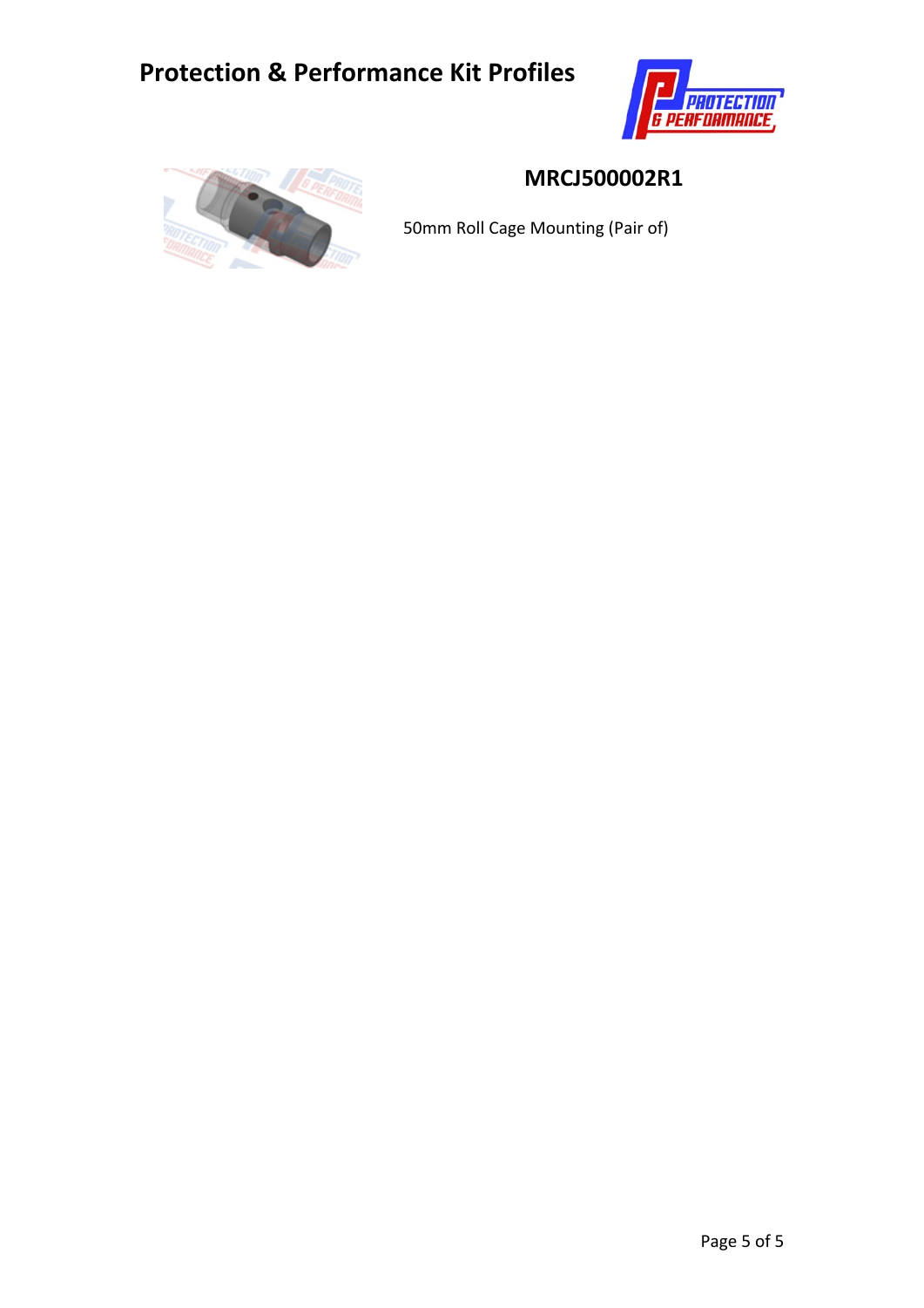# Protection & Performance Kit Profiles

## MRCJ500002R1

50mm Roll Cage Mounting (Pair of)